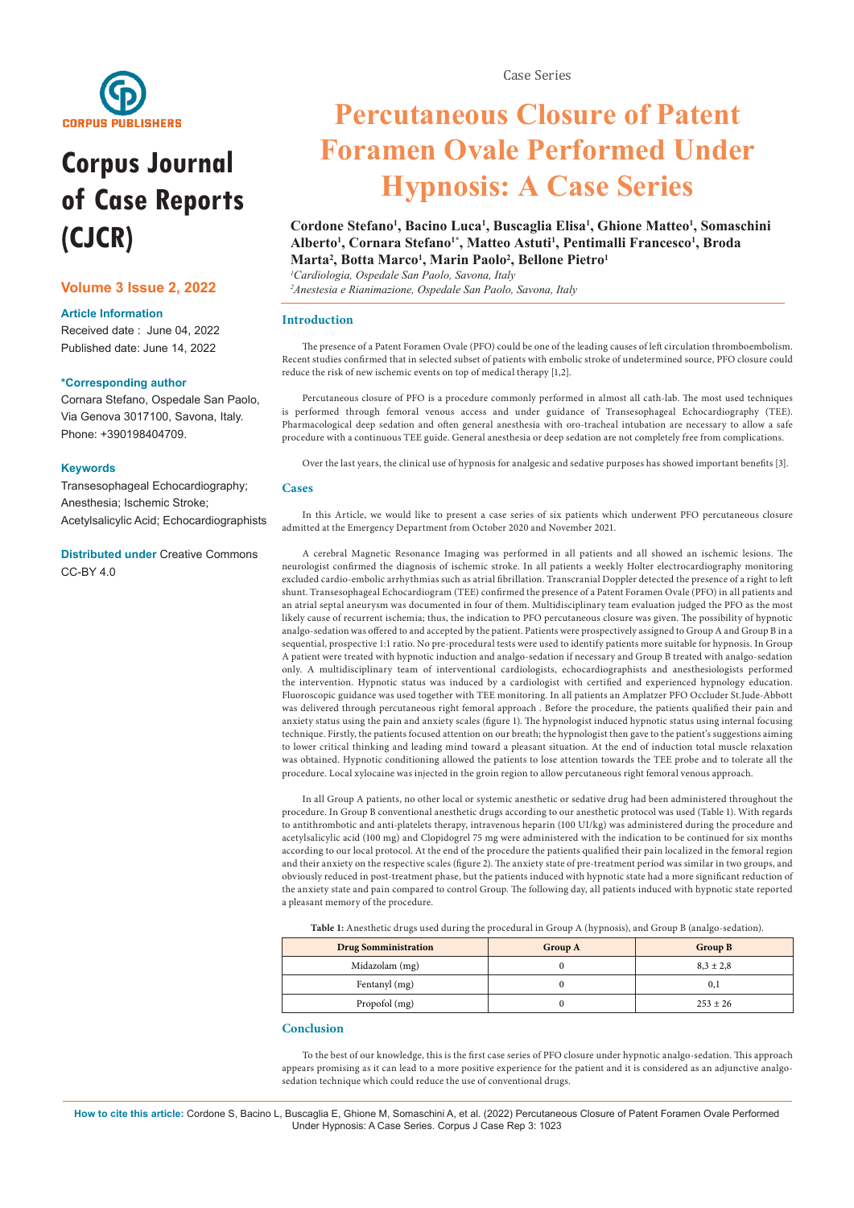Case Series

# Percutaneous Closure of Patent Foramen Ovale Performed Under Hypnosis: A Case Series

**Cordone Stefano[1], Bacino Luca[1], Buscaglia Elisa[1], Ghione Matteo[1], Somaschini Alberto[1], Cornara Stefano[1*], Matteo Astuti[1], Pentimalli Francesco[1], Broda Marta[2], Botta Marco[1], Marin Paolo[2], Bellone Pietro[1]**

*[1]Cardiologia, Ospedale San Paolo, Savona, Italy*
*[2]Anestesia e Rianimazione, Ospedale San Paolo, Savona, Italy*

**Corpus Journal of Case Reports (CJCR)**

**Volume 3 Issue 2, 2022**

**Article Information**

Received date : June 04, 2022
Published date: June 14, 2022

**\*Corresponding author**

Cornara Stefano, Ospedale San Paolo, Via Genova 3017100, Savona, Italy. Phone: +390198404709.

**Keywords**

Transesophageal Echocardiography; Anesthesia; Ischemic Stroke; Acetylsalicylic Acid; Echocardiographists

**Distributed under** Creative Commons CC-BY 4.0

## Introduction

The presence of a Patent Foramen Ovale (PFO) could be one of the leading causes of left circulation thromboembolism. Recent studies confirmed that in selected subset of patients with embolic stroke of undetermined source, PFO closure could reduce the risk of new ischemic events on top of medical therapy [1,2].

Percutaneous closure of PFO is a procedure commonly performed in almost all cath-lab. The most used techniques is performed through femoral venous access and under guidance of Transesophageal Echocardiography (TEE). Pharmacological deep sedation and often general anesthesia with oro-tracheal intubation are necessary to allow a safe procedure with a continuous TEE guide. General anesthesia or deep sedation are not completely free from complications.

Over the last years, the clinical use of hypnosis for analgesic and sedative purposes has showed important benefits [3].

## Cases

In this Article, we would like to present a case series of six patients which underwent PFO percutaneous closure admitted at the Emergency Department from October 2020 and November 2021.

A cerebral Magnetic Resonance Imaging was performed in all patients and all showed an ischemic lesions. The neurologist confirmed the diagnosis of ischemic stroke. In all patients a weekly Holter electrocardiography monitoring excluded cardio-embolic arrhythmias such as atrial fibrillation. Transcranial Doppler detected the presence of a right to left shunt. Transesophageal Echocardiogram (TEE) confirmed the presence of a Patent Foramen Ovale (PFO) in all patients and an atrial septal aneurysm was documented in four of them. Multidisciplinary team evaluation judged the PFO as the most likely cause of recurrent ischemia; thus, the indication to PFO percutaneous closure was given. The possibility of hypnotic analgo-sedation was offered to and accepted by the patient. Patients were prospectively assigned to Group A and Group B in a sequential, prospective 1:1 ratio. No pre-procedural tests were used to identify patients more suitable for hypnosis. In Group A patient were treated with hypnotic induction and analgo-sedation if necessary and Group B treated with analgo-sedation only. A multidisciplinary team of interventional cardiologists, echocardiographists and anesthesiologists performed the intervention. Hypnotic status was induced by a cardiologist with certified and experienced hypnology education. Fluoroscopic guidance was used together with TEE monitoring. In all patients an Amplatzer PFO Occluder St.Jude-Abbott was delivered through percutaneous right femoral approach . Before the procedure, the patients qualified their pain and anxiety status using the pain and anxiety scales (figure 1). The hypnologist induced hypnotic status using internal focusing technique. Firstly, the patients focused attention on our breath; the hypnologist then gave to the patient's suggestions aiming to lower critical thinking and leading mind toward a pleasant situation. At the end of induction total muscle relaxation was obtained. Hypnotic conditioning allowed the patients to lose attention towards the TEE probe and to tolerate all the procedure. Local xylocaine was injected in the groin region to allow percutaneous right femoral venous approach.

In all Group A patients, no other local or systemic anesthetic or sedative drug had been administered throughout the procedure. In Group B conventional anesthetic drugs according to our anesthetic protocol was used (Table 1). With regards to antithrombotic and anti-platelets therapy, intravenous heparin (100 UI/kg) was administered during the procedure and acetylsalicylic acid (100 mg) and Clopidogrel 75 mg were administered with the indication to be continued for six months according to our local protocol. At the end of the procedure the patients qualified their pain localized in the femoral region and their anxiety on the respective scales (figure 2). The anxiety state of pre-treatment period was similar in two groups, and obviously reduced in post-treatment phase, but the patients induced with hypnotic state had a more significant reduction of the anxiety state and pain compared to control Group. The following day, all patients induced with hypnotic state reported a pleasant memory of the procedure.

**Table 1:** Anesthetic drugs used during the procedural in Group A (hypnosis), and Group B (analgo-sedation).

| Drug Somministration | Group A | Group B |
|---|---|---|
| Midazolam (mg) | 0 | 8,3 ± 2,8 |
| Fentanyl (mg) | 0 | 0,1 |
| Propofol (mg) | 0 | 253 ± 26 |

## Conclusion

To the best of our knowledge, this is the first case series of PFO closure under hypnotic analgo-sedation. This approach appears promising as it can lead to a more positive experience for the patient and it is considered as an adjunctive analgo-sedation technique which could reduce the use of conventional drugs.

**How to cite this article:** Cordone S, Bacino L, Buscaglia E, Ghione M, Somaschini A, et al. (2022) Percutaneous Closure of Patent Foramen Ovale Performed Under Hypnosis: A Case Series. Corpus J Case Rep 3: 1023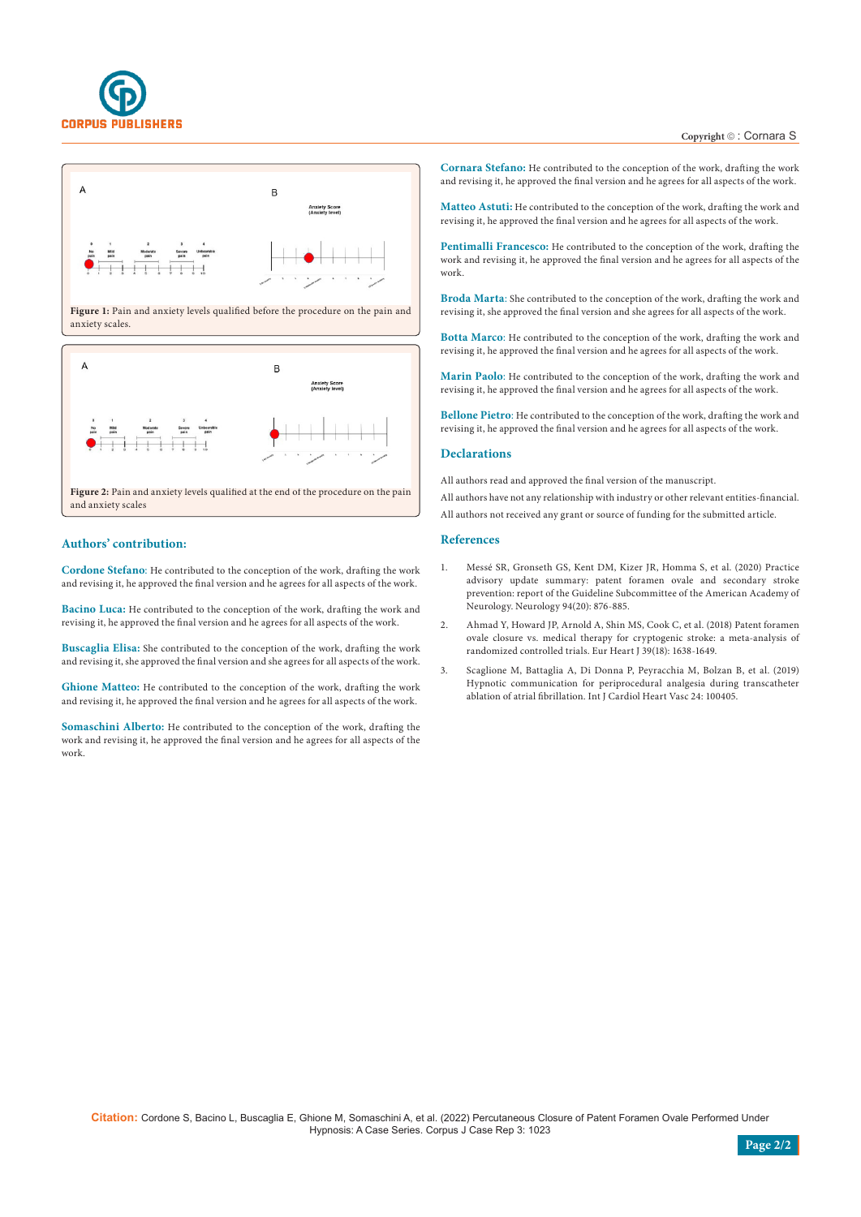A

B

Anxiety Score
(Anxiety level)

0 No pain
1 Mild pain
2 Moderate pain
3 Severe pain
4 Unbearable pain

**Figure 1:** Pain and anxiety levels qualified before the procedure on the pain and anxiety scales.

A

B

Anxiety Score
(Anxiety level)

0 No pain
1 Mild pain
2 Moderate pain
3 Severe pain
4 Unbearable pain

**Figure 2:** Pain and anxiety levels qualified at the end of the procedure on the pain and anxiety scales

## Authors' contribution:

**Cordone Stefano**: He contributed to the conception of the work, drafting the work and revising it, he approved the final version and he agrees for all aspects of the work.

**Bacino Luca:** He contributed to the conception of the work, drafting the work and revising it, he approved the final version and he agrees for all aspects of the work.

**Buscaglia Elisa:** She contributed to the conception of the work, drafting the work and revising it, she approved the final version and she agrees for all aspects of the work.

**Ghione Matteo:** He contributed to the conception of the work, drafting the work and revising it, he approved the final version and he agrees for all aspects of the work.

**Somaschini Alberto:** He contributed to the conception of the work, drafting the work and revising it, he approved the final version and he agrees for all aspects of the work.

**Cornara Stefano:** He contributed to the conception of the work, drafting the work and revising it, he approved the final version and he agrees for all aspects of the work.

**Matteo Astuti:** He contributed to the conception of the work, drafting the work and revising it, he approved the final version and he agrees for all aspects of the work.

**Pentimalli Francesco:** He contributed to the conception of the work, drafting the work and revising it, he approved the final version and he agrees for all aspects of the work.

**Broda Marta**: She contributed to the conception of the work, drafting the work and revising it, she approved the final version and she agrees for all aspects of the work.

**Botta Marco**: He contributed to the conception of the work, drafting the work and revising it, he approved the final version and he agrees for all aspects of the work.

**Marin Paolo**: He contributed to the conception of the work, drafting the work and revising it, he approved the final version and he agrees for all aspects of the work.

**Bellone Pietro**: He contributed to the conception of the work, drafting the work and revising it, he approved the final version and he agrees for all aspects of the work.

## Declarations

All authors read and approved the final version of the manuscript.

All authors have not any relationship with industry or other relevant entities-financial.

All authors not received any grant or source of funding for the submitted article.

## References

1. Messé SR, Gronseth GS, Kent DM, Kizer JR, Homma S, et al. (2020) Practice advisory update summary: patent foramen ovale and secondary stroke prevention: report of the Guideline Subcommittee of the American Academy of Neurology. Neurology 94(20): 876-885.
2. Ahmad Y, Howard JP, Arnold A, Shin MS, Cook C, et al. (2018) Patent foramen ovale closure vs. medical therapy for cryptogenic stroke: a meta-analysis of randomized controlled trials. Eur Heart J 39(18): 1638-1649.
3. Scaglione M, Battaglia A, Di Donna P, Peyracchia M, Bolzan B, et al. (2019) Hypnotic communication for periprocedural analgesia during transcatheter ablation of atrial fibrillation. Int J Cardiol Heart Vasc 24: 100405.

**Citation:** Cordone S, Bacino L, Buscaglia E, Ghione M, Somaschini A, et al. (2022) Percutaneous Closure of Patent Foramen Ovale Performed Under Hypnosis: A Case Series. Corpus J Case Rep 3: 1023